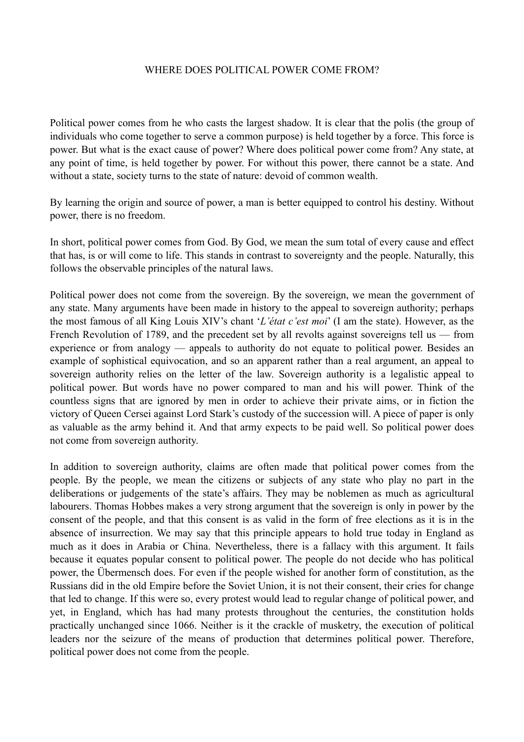# WHERE DOES POLITICAL POWER COME FROM?

Political power comes from he who casts the largest shadow. It is clear that the polis (the group of individuals who come together to serve a common purpose) is held together by a force. This force is power. But what is the exact cause of power? Where does political power come from? Any state, at any point of time, is held together by power. For without this power, there cannot be a state. And without a state, society turns to the state of nature: devoid of common wealth.

By learning the origin and source of power, a man is better equipped to control his destiny. Without power, there is no freedom.

In short, political power comes from God. By God, we mean the sum total of every cause and effect that has, is or will come to life. This stands in contrast to sovereignty and the people. Naturally, this follows the observable principles of the natural laws.

Political power does not come from the sovereign. By the sovereign, we mean the government of any state. Many arguments have been made in history to the appeal to sovereign authority; perhaps the most famous of all King Louis XIV's chant '*L'état c'est moi*' (I am the state). However, as the French Revolution of 1789, and the precedent set by all revolts against sovereigns tell us — from experience or from analogy — appeals to authority do not equate to political power. Besides an example of sophistical equivocation, and so an apparent rather than a real argument, an appeal to sovereign authority relies on the letter of the law. Sovereign authority is a legalistic appeal to political power. But words have no power compared to man and his will power. Think of the countless signs that are ignored by men in order to achieve their private aims, or in fiction the victory of Queen Cersei against Lord Stark's custody of the succession will. A piece of paper is only as valuable as the army behind it. And that army expects to be paid well. So political power does not come from sovereign authority.

In addition to sovereign authority, claims are often made that political power comes from the people. By the people, we mean the citizens or subjects of any state who play no part in the deliberations or judgements of the state's affairs. They may be noblemen as much as agricultural labourers. Thomas Hobbes makes a very strong argument that the sovereign is only in power by the consent of the people, and that this consent is as valid in the form of free elections as it is in the absence of insurrection. We may say that this principle appears to hold true today in England as much as it does in Arabia or China. Nevertheless, there is a fallacy with this argument. It fails because it equates popular consent to political power. The people do not decide who has political power, the Übermensch does. For even if the people wished for another form of constitution, as the Russians did in the old Empire before the Soviet Union, it is not their consent, their cries for change that led to change. If this were so, every protest would lead to regular change of political power, and yet, in England, which has had many protests throughout the centuries, the constitution holds practically unchanged since 1066. Neither is it the crackle of musketry, the execution of political leaders nor the seizure of the means of production that determines political power. Therefore, political power does not come from the people.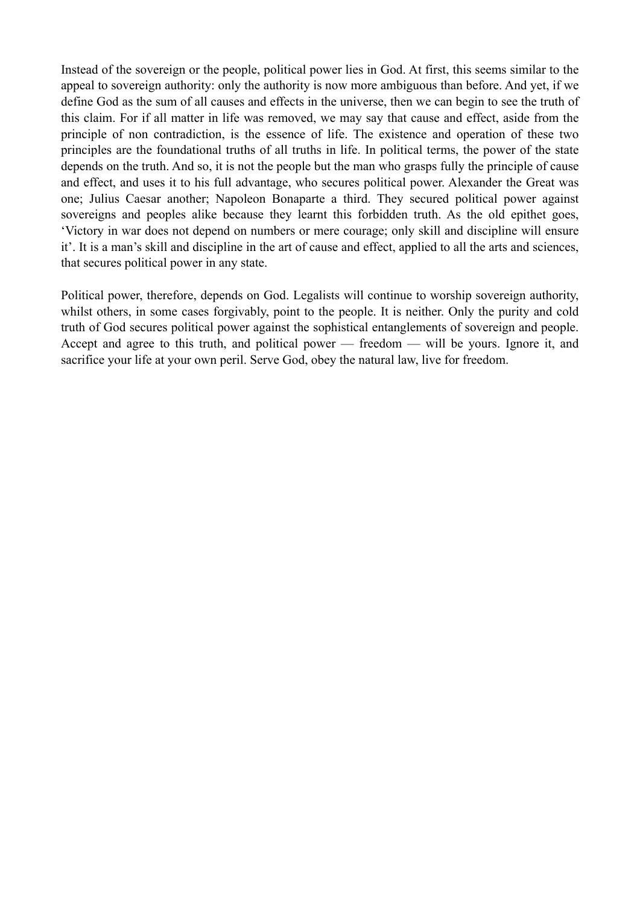Instead of the sovereign or the people, political power lies in God. At first, this seems similar to the appeal to sovereign authority: only the authority is now more ambiguous than before. And yet, if we define God as the sum of all causes and effects in the universe, then we can begin to see the truth of this claim. For if all matter in life was removed, we may say that cause and effect, aside from the principle of non contradiction, is the essence of life. The existence and operation of these two principles are the foundational truths of all truths in life. In political terms, the power of the state depends on the truth. And so, it is not the people but the man who grasps fully the principle of cause and effect, and uses it to his full advantage, who secures political power. Alexander the Great was one; Julius Caesar another; Napoleon Bonaparte a third. They secured political power against sovereigns and peoples alike because they learnt this forbidden truth. As the old epithet goes, 'Victory in war does not depend on numbers or mere courage; only skill and discipline will ensure it'. It is a man's skill and discipline in the art of cause and effect, applied to all the arts and sciences, that secures political power in any state.

Political power, therefore, depends on God. Legalists will continue to worship sovereign authority, whilst others, in some cases forgivably, point to the people. It is neither. Only the purity and cold truth of God secures political power against the sophistical entanglements of sovereign and people. Accept and agree to this truth, and political power — freedom — will be yours. Ignore it, and sacrifice your life at your own peril. Serve God, obey the natural law, live for freedom.